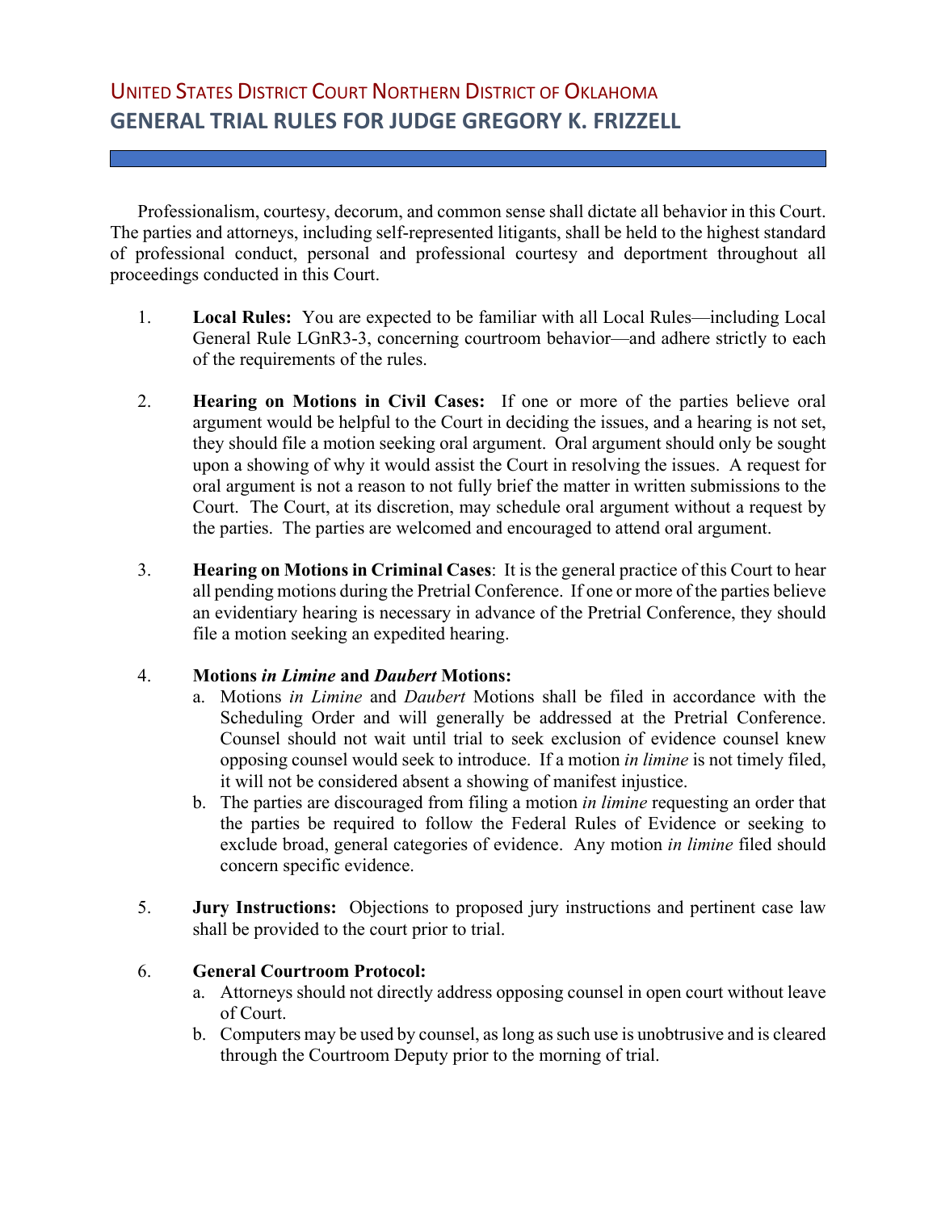# UNITED STATES DISTRICT COURT NORTHERN DISTRICT OF OKLAHOMA
## GENERAL TRIAL RULES FOR JUDGE GREGORY K. FRIZZELL

Professionalism, courtesy, decorum, and common sense shall dictate all behavior in this Court. The parties and attorneys, including self-represented litigants, shall be held to the highest standard of professional conduct, personal and professional courtesy and deportment throughout all proceedings conducted in this Court.

1. **Local Rules:** You are expected to be familiar with all Local Rules—including Local General Rule LGnR3-3, concerning courtroom behavior—and adhere strictly to each of the requirements of the rules.

2. **Hearing on Motions in Civil Cases:** If one or more of the parties believe oral argument would be helpful to the Court in deciding the issues, and a hearing is not set, they should file a motion seeking oral argument. Oral argument should only be sought upon a showing of why it would assist the Court in resolving the issues. A request for oral argument is not a reason to not fully brief the matter in written submissions to the Court. The Court, at its discretion, may schedule oral argument without a request by the parties. The parties are welcomed and encouraged to attend oral argument.

3. **Hearing on Motions in Criminal Cases**: It is the general practice of this Court to hear all pending motions during the Pretrial Conference. If one or more of the parties believe an evidentiary hearing is necessary in advance of the Pretrial Conference, they should file a motion seeking an expedited hearing.

4. **Motions *in Limine* and *Daubert* Motions:**
   a. Motions *in Limine* and *Daubert* Motions shall be filed in accordance with the Scheduling Order and will generally be addressed at the Pretrial Conference. Counsel should not wait until trial to seek exclusion of evidence counsel knew opposing counsel would seek to introduce. If a motion *in limine* is not timely filed, it will not be considered absent a showing of manifest injustice.
   b. The parties are discouraged from filing a motion *in limine* requesting an order that the parties be required to follow the Federal Rules of Evidence or seeking to exclude broad, general categories of evidence. Any motion *in limine* filed should concern specific evidence.

5. **Jury Instructions:** Objections to proposed jury instructions and pertinent case law shall be provided to the court prior to trial.

6. **General Courtroom Protocol:**
   a. Attorneys should not directly address opposing counsel in open court without leave of Court.
   b. Computers may be used by counsel, as long as such use is unobtrusive and is cleared through the Courtroom Deputy prior to the morning of trial.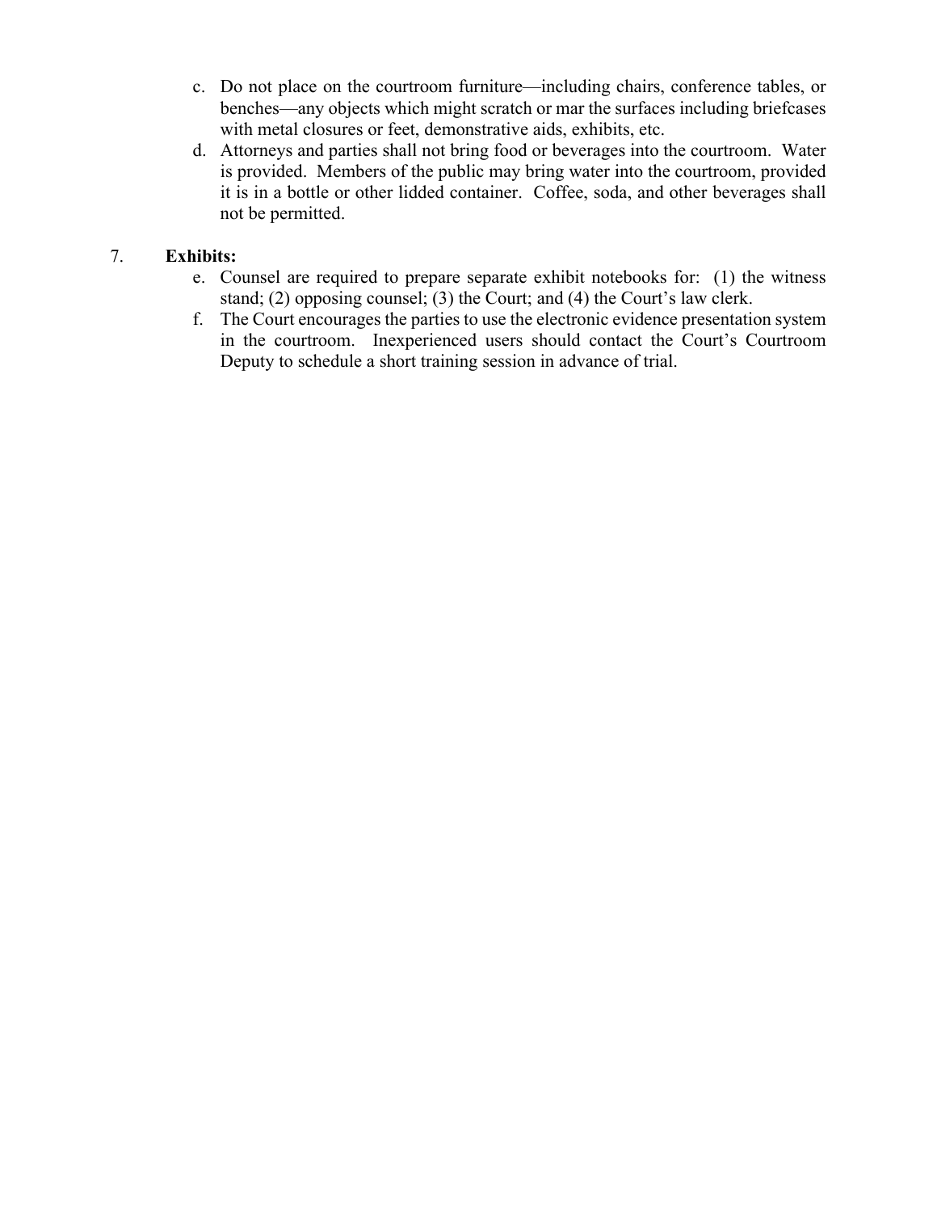c. Do not place on the courtroom furniture—including chairs, conference tables, or benches—any objects which might scratch or mar the surfaces including briefcases with metal closures or feet, demonstrative aids, exhibits, etc.

d. Attorneys and parties shall not bring food or beverages into the courtroom. Water is provided. Members of the public may bring water into the courtroom, provided it is in a bottle or other lidded container. Coffee, soda, and other beverages shall not be permitted.

7. **Exhibits:**

e. Counsel are required to prepare separate exhibit notebooks for: (1) the witness stand; (2) opposing counsel; (3) the Court; and (4) the Court's law clerk.

f. The Court encourages the parties to use the electronic evidence presentation system in the courtroom. Inexperienced users should contact the Court's Courtroom Deputy to schedule a short training session in advance of trial.